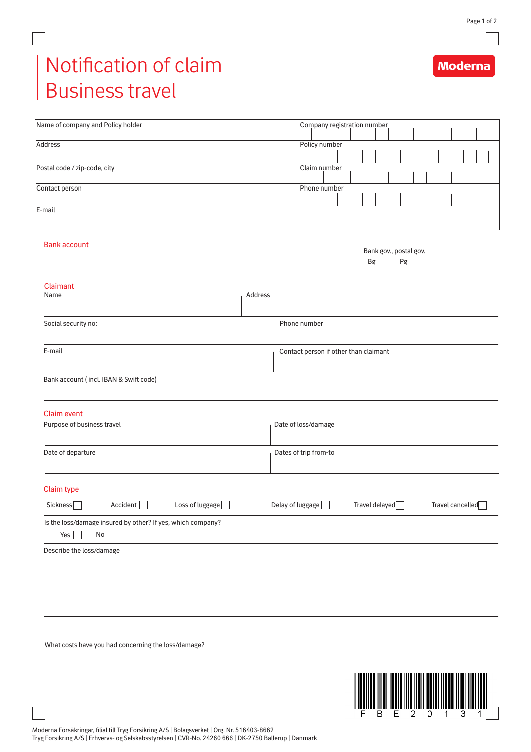# Notification of claim Business travel

Moderna

| Name of company and Policy holder | Company registration number |
|---|---|
| Address | Policy number |
| Postal code / zip-code, city | Claim number |
| Contact person | Phone number |
| E-mail | |

## Bank account

Bank gov., postal gov.

Bg ☐ Pg ☐

## Claimant

| Name | Address |
|---|---|
| Social security no: | Phone number |
| E-mail | Contact person if other than claimant |

Bank account ( incl. IBAN & Swift code)

## Claim event

| Purpose of business travel | Date of loss/damage |
|---|---|
| Date of departure | Dates of trip from-to |

## Claim type

Sickness ☐ Accident ☐ Loss of luggage ☐ Delay of luggage ☐ Travel delayed ☐ Travel cancelled ☐

Is the loss/damage insured by other? If yes, which company?

Yes ☐ No ☐

Describe the loss/damage

What costs have you had concerning the loss/damage?

F B E 2 0 1 3 1

Moderna Försäkringar, filial till Tryg Forsikring A/S | Bolagsverket | Org. Nr. 516403-8662
Tryg Forsikring A/S | Erhvervs- og Selskabsstyrelsen | CVR-No. 24260 666 | DK-2750 Ballerup | Danmark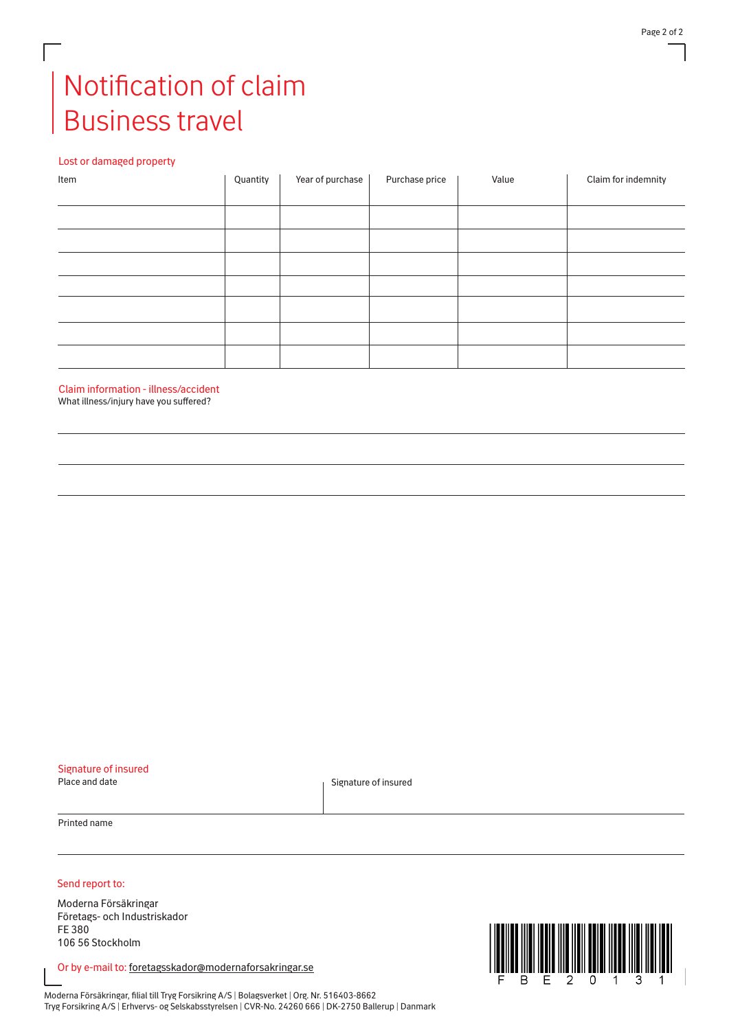# Notification of claim
# Business travel

## Lost or damaged property

| Item | Quantity | Year of purchase | Purchase price | Value | Claim for indemnity |
|---|---|---|---|---|---|
| | | | | | |
| | | | | | |
| | | | | | |
| | | | | | |
| | | | | | |
| | | | | | |
| | | | | | |

## Claim information - illness/accident

What illness/injury have you suffered?

## Signature of insured

Place and date

Signature of insured

Printed name

## Send report to:

Moderna Försäkringar
Företags- och Industriskador
FE 380
106 56 Stockholm

Or by e-mail to: foretagsskador@modernaforsakringar.se

F B E 2 0 1 3 1

Moderna Försäkringar, filial till Tryg Forsikring A/S | Bolagsverket | Org. Nr. 516403-8662
Tryg Forsikring A/S | Erhvervs- og Selskabsstyrelsen | CVR-No. 24260 666 | DK-2750 Ballerup | Danmark